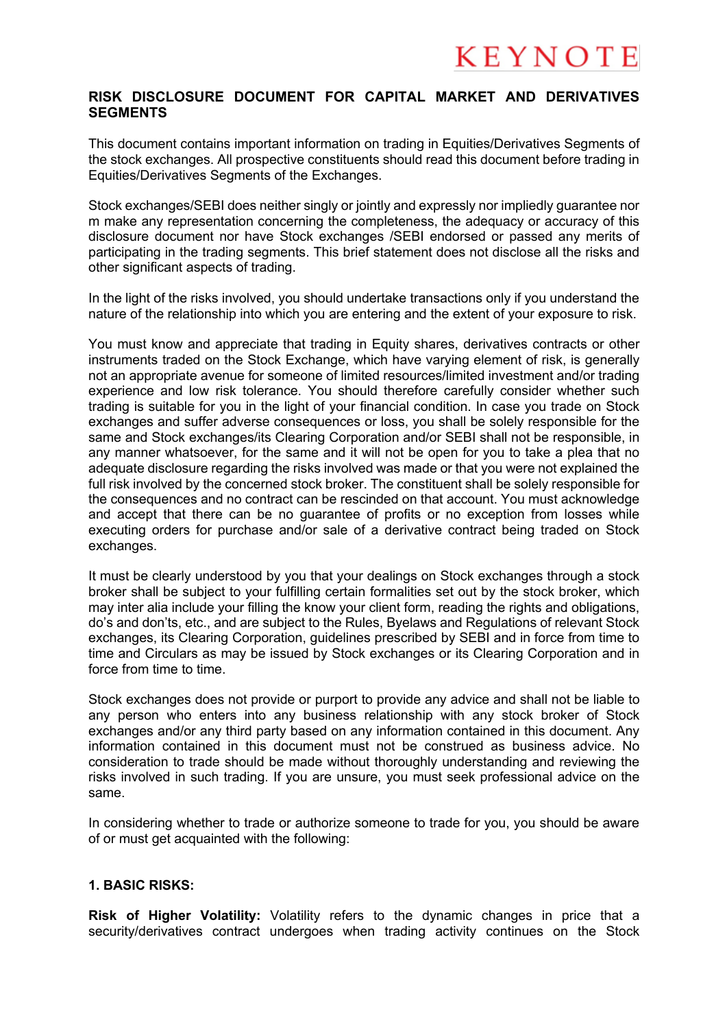## RISK DISCLOSURE DOCUMENT FOR CAPITAL MARKET AND DERIVATIVES SEGMENTS

This document contains important information on trading in Equities/Derivatives Segments of the stock exchanges. All prospective constituents should read this document before trading in Equities/Derivatives Segments of the Exchanges.

Stock exchanges/SEBI does neither singly or jointly and expressly nor impliedly guarantee nor m make any representation concerning the completeness, the adequacy or accuracy of this disclosure document nor have Stock exchanges /SEBI endorsed or passed any merits of participating in the trading segments. This brief statement does not disclose all the risks and other significant aspects of trading.

In the light of the risks involved, you should undertake transactions only if you understand the nature of the relationship into which you are entering and the extent of your exposure to risk.

You must know and appreciate that trading in Equity shares, derivatives contracts or other instruments traded on the Stock Exchange, which have varying element of risk, is generally not an appropriate avenue for someone of limited resources/limited investment and/or trading experience and low risk tolerance. You should therefore carefully consider whether such trading is suitable for you in the light of your financial condition. In case you trade on Stock exchanges and suffer adverse consequences or loss, you shall be solely responsible for the same and Stock exchanges/its Clearing Corporation and/or SEBI shall not be responsible, in any manner whatsoever, for the same and it will not be open for you to take a plea that no adequate disclosure regarding the risks involved was made or that you were not explained the full risk involved by the concerned stock broker. The constituent shall be solely responsible for the consequences and no contract can be rescinded on that account. You must acknowledge and accept that there can be no guarantee of profits or no exception from losses while executing orders for purchase and/or sale of a derivative contract being traded on Stock exchanges.

It must be clearly understood by you that your dealings on Stock exchanges through a stock broker shall be subject to your fulfilling certain formalities set out by the stock broker, which may inter alia include your filling the know your client form, reading the rights and obligations, do's and don'ts, etc., and are subject to the Rules, Byelaws and Regulations of relevant Stock exchanges, its Clearing Corporation, guidelines prescribed by SEBI and in force from time to time and Circulars as may be issued by Stock exchanges or its Clearing Corporation and in force from time to time.

Stock exchanges does not provide or purport to provide any advice and shall not be liable to any person who enters into any business relationship with any stock broker of Stock exchanges and/or any third party based on any information contained in this document. Any information contained in this document must not be construed as business advice. No consideration to trade should be made without thoroughly understanding and reviewing the risks involved in such trading. If you are unsure, you must seek professional advice on the same.

In considering whether to trade or authorize someone to trade for you, you should be aware of or must get acquainted with the following:

### 1. BASIC RISKS:

**Risk of Higher Volatility:** Volatility refers to the dynamic changes in price that a security/derivatives contract undergoes when trading activity continues on the Stock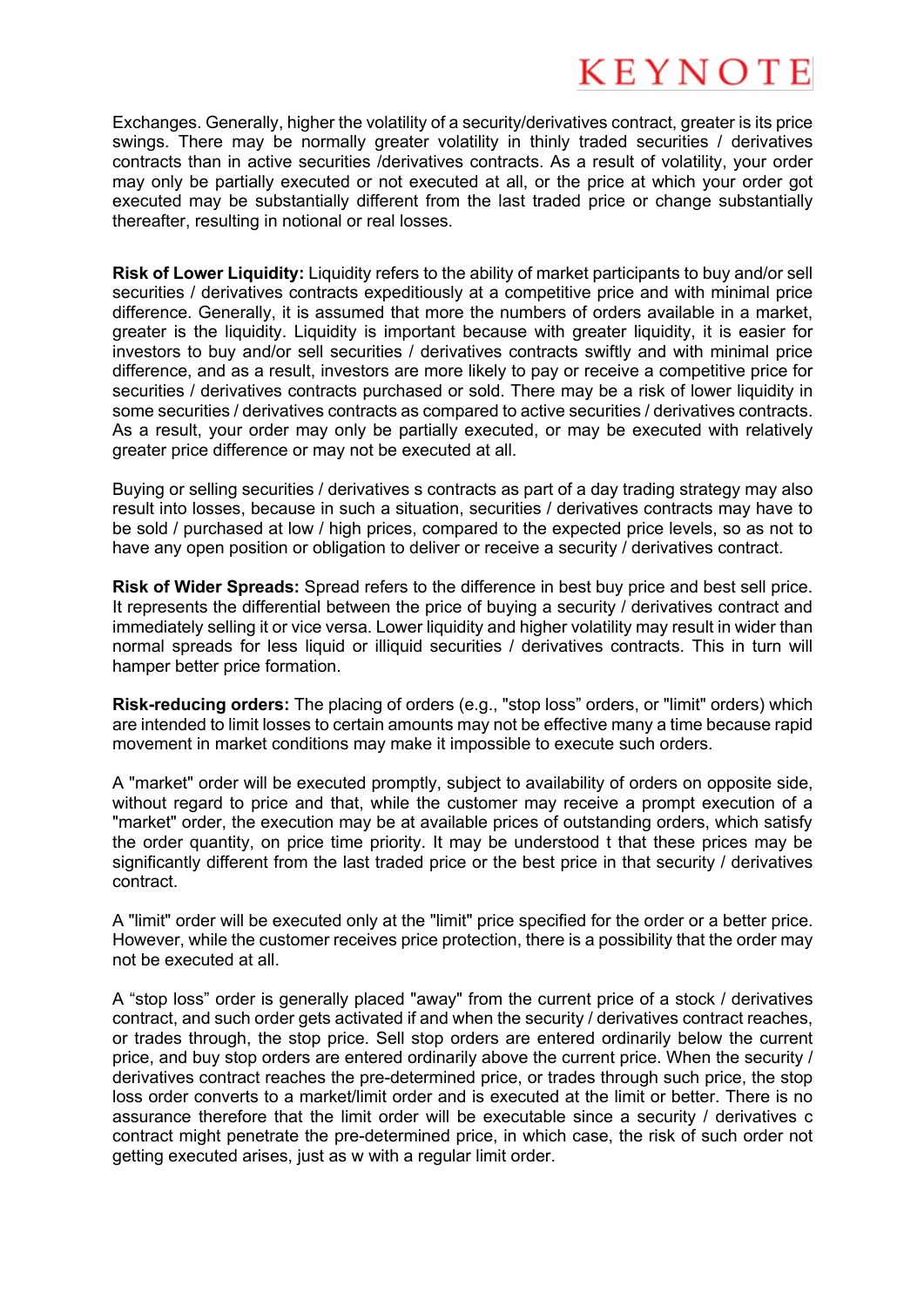Exchanges. Generally, higher the volatility of a security/derivatives contract, greater is its price swings. There may be normally greater volatility in thinly traded securities / derivatives contracts than in active securities /derivatives contracts. As a result of volatility, your order may only be partially executed or not executed at all, or the price at which your order got executed may be substantially different from the last traded price or change substantially thereafter, resulting in notional or real losses.

**Risk of Lower Liquidity:** Liquidity refers to the ability of market participants to buy and/or sell securities / derivatives contracts expeditiously at a competitive price and with minimal price difference. Generally, it is assumed that more the numbers of orders available in a market, greater is the liquidity. Liquidity is important because with greater liquidity, it is easier for investors to buy and/or sell securities / derivatives contracts swiftly and with minimal price difference, and as a result, investors are more likely to pay or receive a competitive price for securities / derivatives contracts purchased or sold. There may be a risk of lower liquidity in some securities / derivatives contracts as compared to active securities / derivatives contracts. As a result, your order may only be partially executed, or may be executed with relatively greater price difference or may not be executed at all.

Buying or selling securities / derivatives s contracts as part of a day trading strategy may also result into losses, because in such a situation, securities / derivatives contracts may have to be sold / purchased at low / high prices, compared to the expected price levels, so as not to have any open position or obligation to deliver or receive a security / derivatives contract.

**Risk of Wider Spreads:** Spread refers to the difference in best buy price and best sell price. It represents the differential between the price of buying a security / derivatives contract and immediately selling it or vice versa. Lower liquidity and higher volatility may result in wider than normal spreads for less liquid or illiquid securities / derivatives contracts. This in turn will hamper better price formation.

**Risk-reducing orders:** The placing of orders (e.g., "stop loss" orders, or "limit" orders) which are intended to limit losses to certain amounts may not be effective many a time because rapid movement in market conditions may make it impossible to execute such orders.

A "market" order will be executed promptly, subject to availability of orders on opposite side, without regard to price and that, while the customer may receive a prompt execution of a "market" order, the execution may be at available prices of outstanding orders, which satisfy the order quantity, on price time priority. It may be understood t that these prices may be significantly different from the last traded price or the best price in that security / derivatives contract.

A "limit" order will be executed only at the "limit" price specified for the order or a better price. However, while the customer receives price protection, there is a possibility that the order may not be executed at all.

A "stop loss" order is generally placed "away" from the current price of a stock / derivatives contract, and such order gets activated if and when the security / derivatives contract reaches, or trades through, the stop price. Sell stop orders are entered ordinarily below the current price, and buy stop orders are entered ordinarily above the current price. When the security / derivatives contract reaches the pre-determined price, or trades through such price, the stop loss order converts to a market/limit order and is executed at the limit or better. There is no assurance therefore that the limit order will be executable since a security / derivatives c contract might penetrate the pre-determined price, in which case, the risk of such order not getting executed arises, just as w with a regular limit order.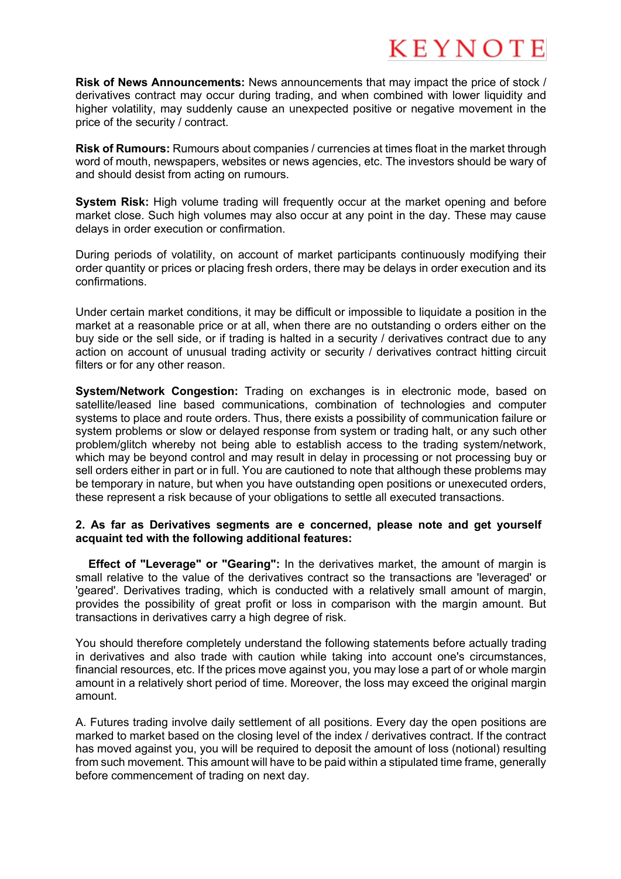**Risk of News Announcements:** News announcements that may impact the price of stock / derivatives contract may occur during trading, and when combined with lower liquidity and higher volatility, may suddenly cause an unexpected positive or negative movement in the price of the security / contract.

**Risk of Rumours:** Rumours about companies / currencies at times float in the market through word of mouth, newspapers, websites or news agencies, etc. The investors should be wary of and should desist from acting on rumours.

**System Risk:** High volume trading will frequently occur at the market opening and before market close. Such high volumes may also occur at any point in the day. These may cause delays in order execution or confirmation.

During periods of volatility, on account of market participants continuously modifying their order quantity or prices or placing fresh orders, there may be delays in order execution and its confirmations.

Under certain market conditions, it may be difficult or impossible to liquidate a position in the market at a reasonable price or at all, when there are no outstanding o orders either on the buy side or the sell side, or if trading is halted in a security / derivatives contract due to any action on account of unusual trading activity or security / derivatives contract hitting circuit filters or for any other reason.

**System/Network Congestion:** Trading on exchanges is in electronic mode, based on satellite/leased line based communications, combination of technologies and computer systems to place and route orders. Thus, there exists a possibility of communication failure or system problems or slow or delayed response from system or trading halt, or any such other problem/glitch whereby not being able to establish access to the trading system/network, which may be beyond control and may result in delay in processing or not processing buy or sell orders either in part or in full. You are cautioned to note that although these problems may be temporary in nature, but when you have outstanding open positions or unexecuted orders, these represent a risk because of your obligations to settle all executed transactions.

**2. As far as Derivatives segments are e concerned, please note and get yourself acquaint ted with the following additional features:**

**Effect of "Leverage" or "Gearing":** In the derivatives market, the amount of margin is small relative to the value of the derivatives contract so the transactions are 'leveraged' or 'geared'. Derivatives trading, which is conducted with a relatively small amount of margin, provides the possibility of great profit or loss in comparison with the margin amount. But transactions in derivatives carry a high degree of risk.

You should therefore completely understand the following statements before actually trading in derivatives and also trade with caution while taking into account one's circumstances, financial resources, etc. If the prices move against you, you may lose a part of or whole margin amount in a relatively short period of time. Moreover, the loss may exceed the original margin amount.

A. Futures trading involve daily settlement of all positions. Every day the open positions are marked to market based on the closing level of the index / derivatives contract. If the contract has moved against you, you will be required to deposit the amount of loss (notional) resulting from such movement. This amount will have to be paid within a stipulated time frame, generally before commencement of trading on next day.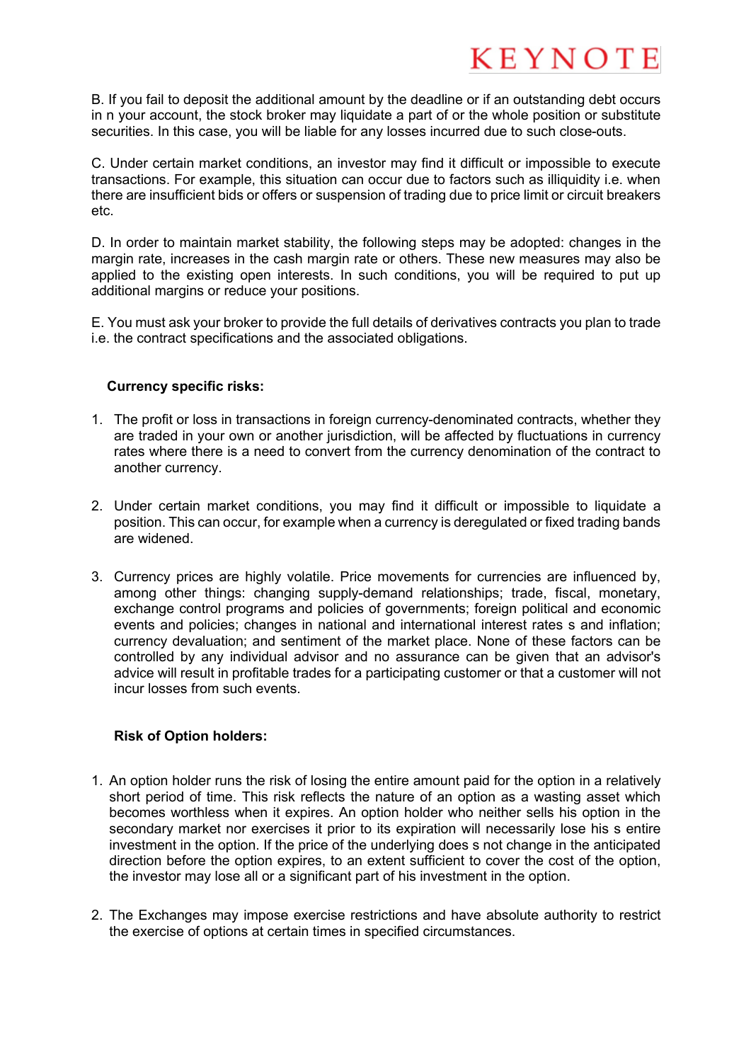B. If you fail to deposit the additional amount by the deadline or if an outstanding debt occurs in n your account, the stock broker may liquidate a part of or the whole position or substitute securities. In this case, you will be liable for any losses incurred due to such close-outs.

C. Under certain market conditions, an investor may find it difficult or impossible to execute transactions. For example, this situation can occur due to factors such as illiquidity i.e. when there are insufficient bids or offers or suspension of trading due to price limit or circuit breakers etc.

D. In order to maintain market stability, the following steps may be adopted: changes in the margin rate, increases in the cash margin rate or others. These new measures may also be applied to the existing open interests. In such conditions, you will be required to put up additional margins or reduce your positions.

E. You must ask your broker to provide the full details of derivatives contracts you plan to trade i.e. the contract specifications and the associated obligations.

**Currency specific risks:**

1. The profit or loss in transactions in foreign currency-denominated contracts, whether they are traded in your own or another jurisdiction, will be affected by fluctuations in currency rates where there is a need to convert from the currency denomination of the contract to another currency.

2. Under certain market conditions, you may find it difficult or impossible to liquidate a position. This can occur, for example when a currency is deregulated or fixed trading bands are widened.

3. Currency prices are highly volatile. Price movements for currencies are influenced by, among other things: changing supply-demand relationships; trade, fiscal, monetary, exchange control programs and policies of governments; foreign political and economic events and policies; changes in national and international interest rates s and inflation; currency devaluation; and sentiment of the market place. None of these factors can be controlled by any individual advisor and no assurance can be given that an advisor's advice will result in profitable trades for a participating customer or that a customer will not incur losses from such events.

**Risk of Option holders:**

1. An option holder runs the risk of losing the entire amount paid for the option in a relatively short period of time. This risk reflects the nature of an option as a wasting asset which becomes worthless when it expires. An option holder who neither sells his option in the secondary market nor exercises it prior to its expiration will necessarily lose his s entire investment in the option. If the price of the underlying does s not change in the anticipated direction before the option expires, to an extent sufficient to cover the cost of the option, the investor may lose all or a significant part of his investment in the option.

2. The Exchanges may impose exercise restrictions and have absolute authority to restrict the exercise of options at certain times in specified circumstances.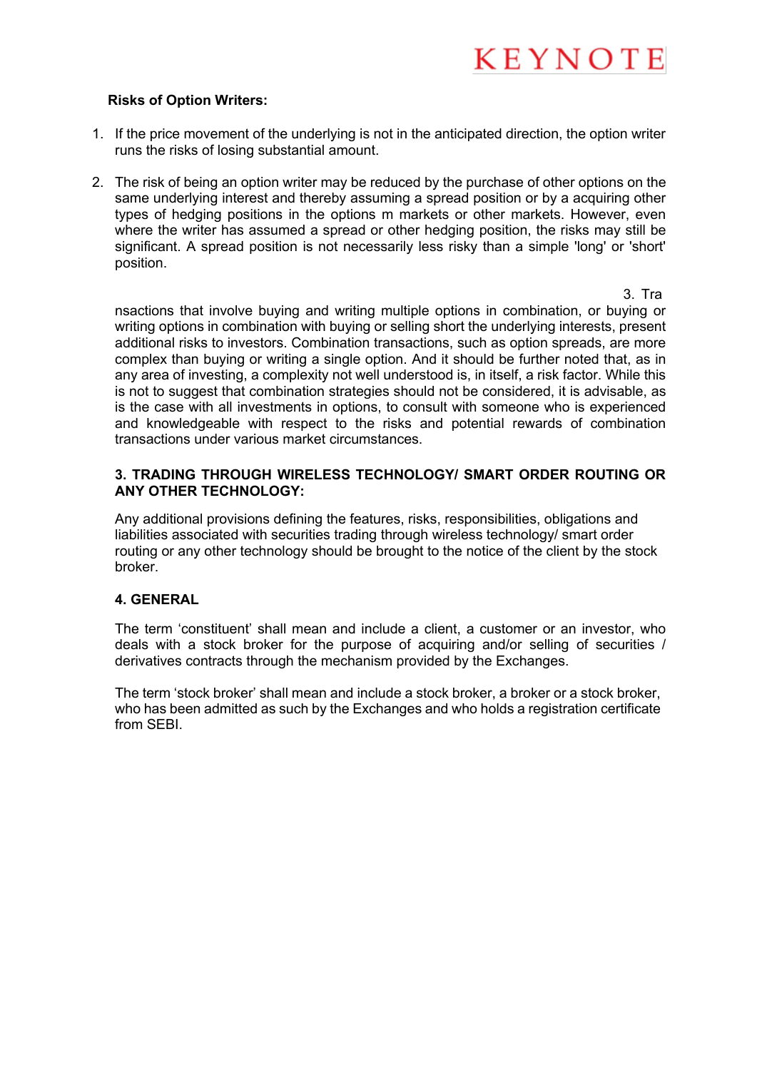**Risks of Option Writers:**

1. If the price movement of the underlying is not in the anticipated direction, the option writer runs the risks of losing substantial amount.

2. The risk of being an option writer may be reduced by the purchase of other options on the same underlying interest and thereby assuming a spread position or by a acquiring other types of hedging positions in the options m markets or other markets. However, even where the writer has assumed a spread or other hedging position, the risks may still be significant. A spread position is not necessarily less risky than a simple 'long' or 'short' position.

3. Transactions that involve buying and writing multiple options in combination, or buying or writing options in combination with buying or selling short the underlying interests, present additional risks to investors. Combination transactions, such as option spreads, are more complex than buying or writing a single option. And it should be further noted that, as in any area of investing, a complexity not well understood is, in itself, a risk factor. While this is not to suggest that combination strategies should not be considered, it is advisable, as is the case with all investments in options, to consult with someone who is experienced and knowledgeable with respect to the risks and potential rewards of combination transactions under various market circumstances.

### 3. TRADING THROUGH WIRELESS TECHNOLOGY/ SMART ORDER ROUTING OR ANY OTHER TECHNOLOGY:

Any additional provisions defining the features, risks, responsibilities, obligations and liabilities associated with securities trading through wireless technology/ smart order routing or any other technology should be brought to the notice of the client by the stock broker.

### 4. GENERAL

The term 'constituent' shall mean and include a client, a customer or an investor, who deals with a stock broker for the purpose of acquiring and/or selling of securities / derivatives contracts through the mechanism provided by the Exchanges.

The term 'stock broker' shall mean and include a stock broker, a broker or a stock broker, who has been admitted as such by the Exchanges and who holds a registration certificate from SEBI.